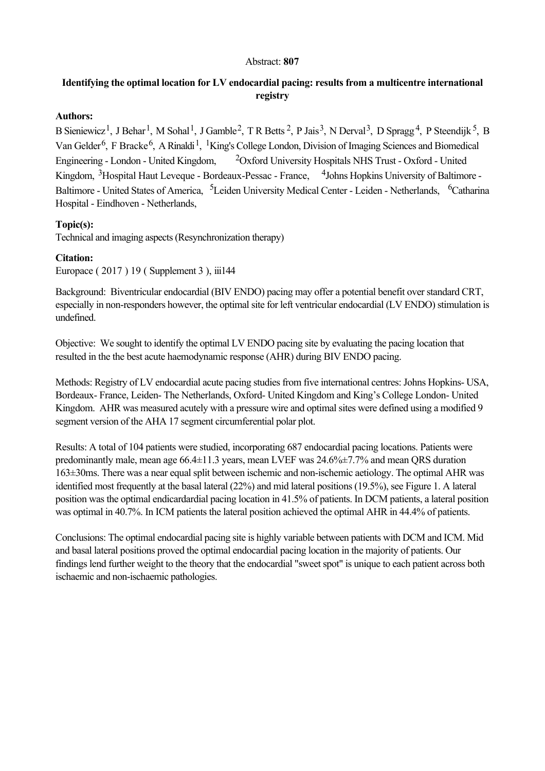Abstract: **807**

## Identifying the optimal location for LV endocardial pacing: results from a multicentre international registry

### Authors:

B Sieniewicz[1], J Behar[1], M Sohal[1], J Gamble[2], T R Betts[2], P Jais[3], N Derval[3], D Spragg[4], P Steendijk[5], B Van Gelder[6], F Bracke[6], A Rinaldi[1], [1]King's College London, Division of Imaging Sciences and Biomedical Engineering - London - United Kingdom, [2]Oxford University Hospitals NHS Trust - Oxford - United Kingdom, [3]Hospital Haut Leveque - Bordeaux-Pessac - France, [4]Johns Hopkins University of Baltimore - Baltimore - United States of America, [5]Leiden University Medical Center - Leiden - Netherlands, [6]Catharina Hospital - Eindhoven - Netherlands,

### Topic(s):

Technical and imaging aspects (Resynchronization therapy)

### Citation:

Europace ( 2017 ) 19 ( Supplement 3 ), iii144

Background: Biventricular endocardial (BIV ENDO) pacing may offer a potential benefit over standard CRT, especially in non-responders however, the optimal site for left ventricular endocardial (LV ENDO) stimulation is undefined.

Objective: We sought to identify the optimal LV ENDO pacing site by evaluating the pacing location that resulted in the the best acute haemodynamic response (AHR) during BIV ENDO pacing.

Methods: Registry of LV endocardial acute pacing studies from five international centres: Johns Hopkins- USA, Bordeaux- France, Leiden- The Netherlands, Oxford- United Kingdom and King's College London- United Kingdom. AHR was measured acutely with a pressure wire and optimal sites were defined using a modified 9 segment version of the AHA 17 segment circumferential polar plot.

Results: A total of 104 patients were studied, incorporating 687 endocardial pacing locations. Patients were predominantly male, mean age 66.4±11.3 years, mean LVEF was 24.6%±7.7% and mean QRS duration 163±30ms. There was a near equal split between ischemic and non-ischemic aetiology. The optimal AHR was identified most frequently at the basal lateral (22%) and mid lateral positions (19.5%), see Figure 1. A lateral position was the optimal endicardardial pacing location in 41.5% of patients. In DCM patients, a lateral position was optimal in 40.7%. In ICM patients the lateral position achieved the optimal AHR in 44.4% of patients.

Conclusions: The optimal endocardial pacing site is highly variable between patients with DCM and ICM. Mid and basal lateral positions proved the optimal endocardial pacing location in the majority of patients. Our findings lend further weight to the theory that the endocardial "sweet spot" is unique to each patient across both ischaemic and non-ischaemic pathologies.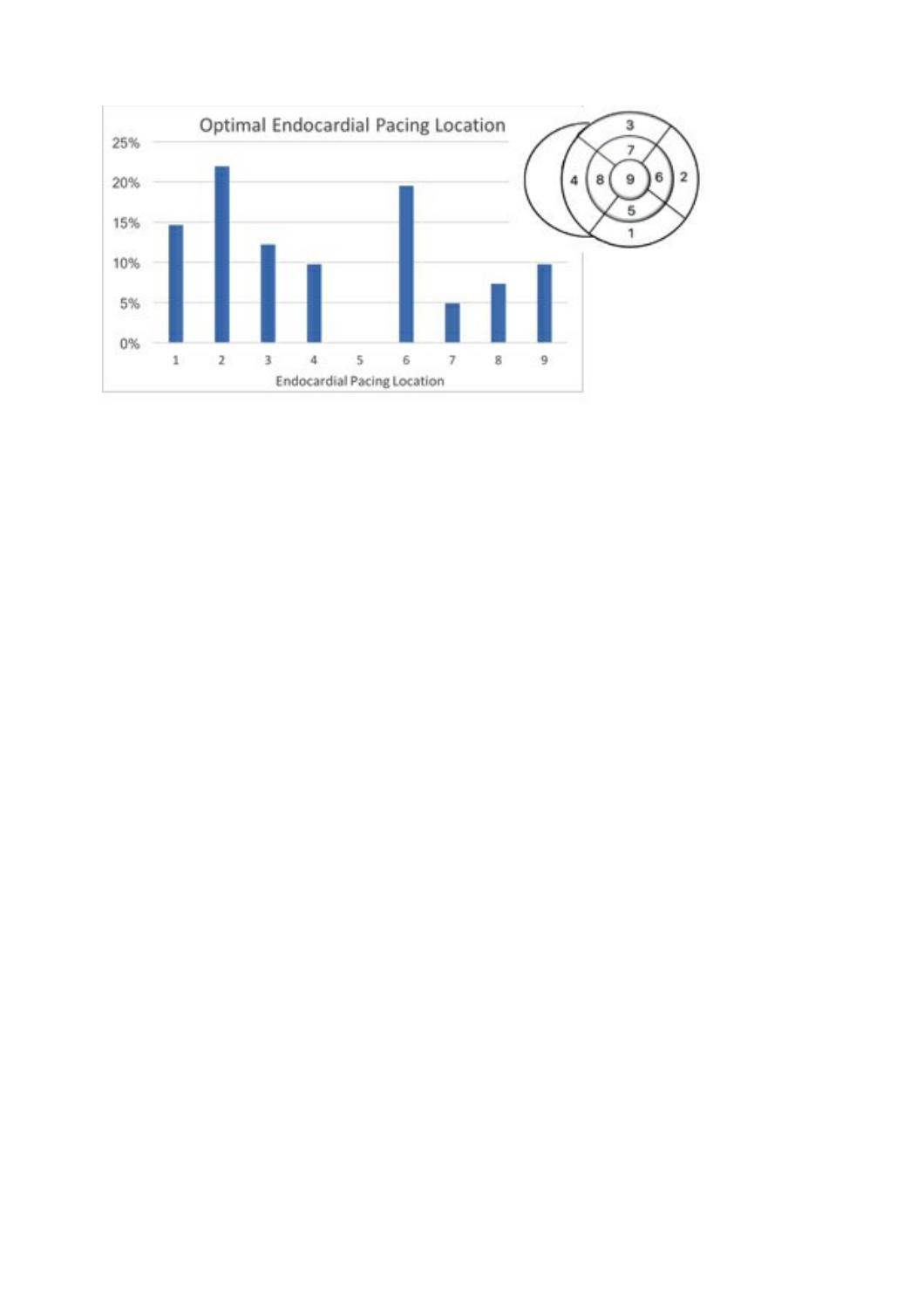Optimal Endocardial Pacing Location

25%

20%

15%

10%

5%

0%

1 2 3 4 5 6 7 8 9

Endocardial Pacing Location

3

7

4 8 9 6 2

5

1